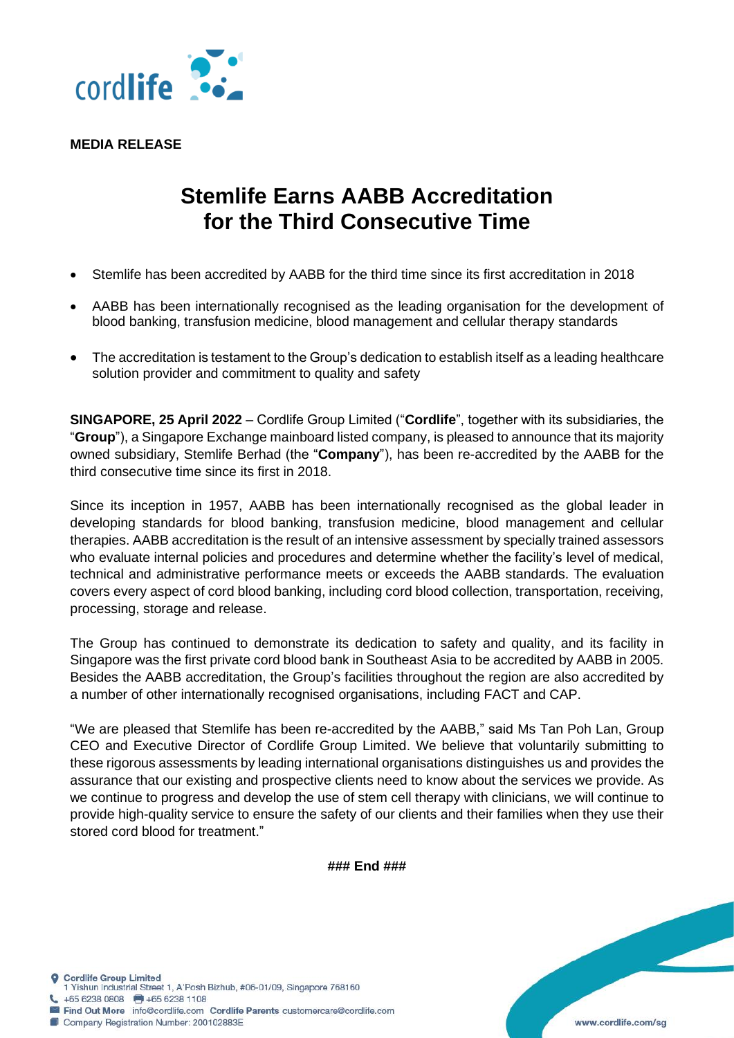**MEDIA RELEASE**

# Stemlife Earns AABB Accreditation for the Third Consecutive Time

- Stemlife has been accredited by AABB for the third time since its first accreditation in 2018
- AABB has been internationally recognised as the leading organisation for the development of blood banking, transfusion medicine, blood management and cellular therapy standards
- The accreditation is testament to the Group's dedication to establish itself as a leading healthcare solution provider and commitment to quality and safety

**SINGAPORE, 25 April 2022** – Cordlife Group Limited ("**Cordlife**", together with its subsidiaries, the "**Group**"), a Singapore Exchange mainboard listed company, is pleased to announce that its majority owned subsidiary, Stemlife Berhad (the "**Company**"), has been re-accredited by the AABB for the third consecutive time since its first in 2018.

Since its inception in 1957, AABB has been internationally recognised as the global leader in developing standards for blood banking, transfusion medicine, blood management and cellular therapies. AABB accreditation is the result of an intensive assessment by specially trained assessors who evaluate internal policies and procedures and determine whether the facility's level of medical, technical and administrative performance meets or exceeds the AABB standards. The evaluation covers every aspect of cord blood banking, including cord blood collection, transportation, receiving, processing, storage and release.

The Group has continued to demonstrate its dedication to safety and quality, and its facility in Singapore was the first private cord blood bank in Southeast Asia to be accredited by AABB in 2005. Besides the AABB accreditation, the Group's facilities throughout the region are also accredited by a number of other internationally recognised organisations, including FACT and CAP.

"We are pleased that Stemlife has been re-accredited by the AABB," said Ms Tan Poh Lan, Group CEO and Executive Director of Cordlife Group Limited. We believe that voluntarily submitting to these rigorous assessments by leading international organisations distinguishes us and provides the assurance that our existing and prospective clients need to know about the services we provide. As we continue to progress and develop the use of stem cell therapy with clinicians, we will continue to provide high-quality service to ensure the safety of our clients and their families when they use their stored cord blood for treatment."

**### End ###**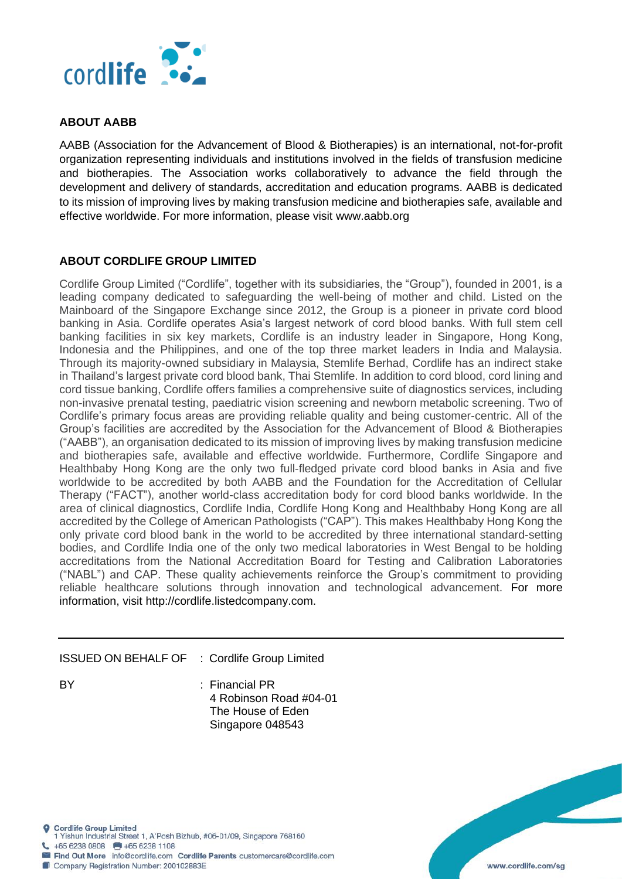## ABOUT AABB

AABB (Association for the Advancement of Blood & Biotherapies) is an international, not-for-profit organization representing individuals and institutions involved in the fields of transfusion medicine and biotherapies. The Association works collaboratively to advance the field through the development and delivery of standards, accreditation and education programs. AABB is dedicated to its mission of improving lives by making transfusion medicine and biotherapies safe, available and effective worldwide. For more information, please visit www.aabb.org

## ABOUT CORDLIFE GROUP LIMITED

Cordlife Group Limited ("Cordlife", together with its subsidiaries, the "Group"), founded in 2001, is a leading company dedicated to safeguarding the well-being of mother and child. Listed on the Mainboard of the Singapore Exchange since 2012, the Group is a pioneer in private cord blood banking in Asia. Cordlife operates Asia's largest network of cord blood banks. With full stem cell banking facilities in six key markets, Cordlife is an industry leader in Singapore, Hong Kong, Indonesia and the Philippines, and one of the top three market leaders in India and Malaysia. Through its majority-owned subsidiary in Malaysia, Stemlife Berhad, Cordlife has an indirect stake in Thailand's largest private cord blood bank, Thai Stemlife. In addition to cord blood, cord lining and cord tissue banking, Cordlife offers families a comprehensive suite of diagnostics services, including non-invasive prenatal testing, paediatric vision screening and newborn metabolic screening. Two of Cordlife's primary focus areas are providing reliable quality and being customer-centric. All of the Group's facilities are accredited by the Association for the Advancement of Blood & Biotherapies ("AABB"), an organisation dedicated to its mission of improving lives by making transfusion medicine and biotherapies safe, available and effective worldwide. Furthermore, Cordlife Singapore and Healthbaby Hong Kong are the only two full-fledged private cord blood banks in Asia and five worldwide to be accredited by both AABB and the Foundation for the Accreditation of Cellular Therapy ("FACT"), another world-class accreditation body for cord blood banks worldwide. In the area of clinical diagnostics, Cordlife India, Cordlife Hong Kong and Healthbaby Hong Kong are all accredited by the College of American Pathologists ("CAP"). This makes Healthbaby Hong Kong the only private cord blood bank in the world to be accredited by three international standard-setting bodies, and Cordlife India one of the only two medical laboratories in West Bengal to be holding accreditations from the National Accreditation Board for Testing and Calibration Laboratories ("NABL") and CAP. These quality achievements reinforce the Group's commitment to providing reliable healthcare solutions through innovation and technological advancement. For more information, visit http://cordlife.listedcompany.com.

---

ISSUED ON BEHALF OF : Cordlife Group Limited

BY : Financial PR
4 Robinson Road #04-01
The House of Eden
Singapore 048543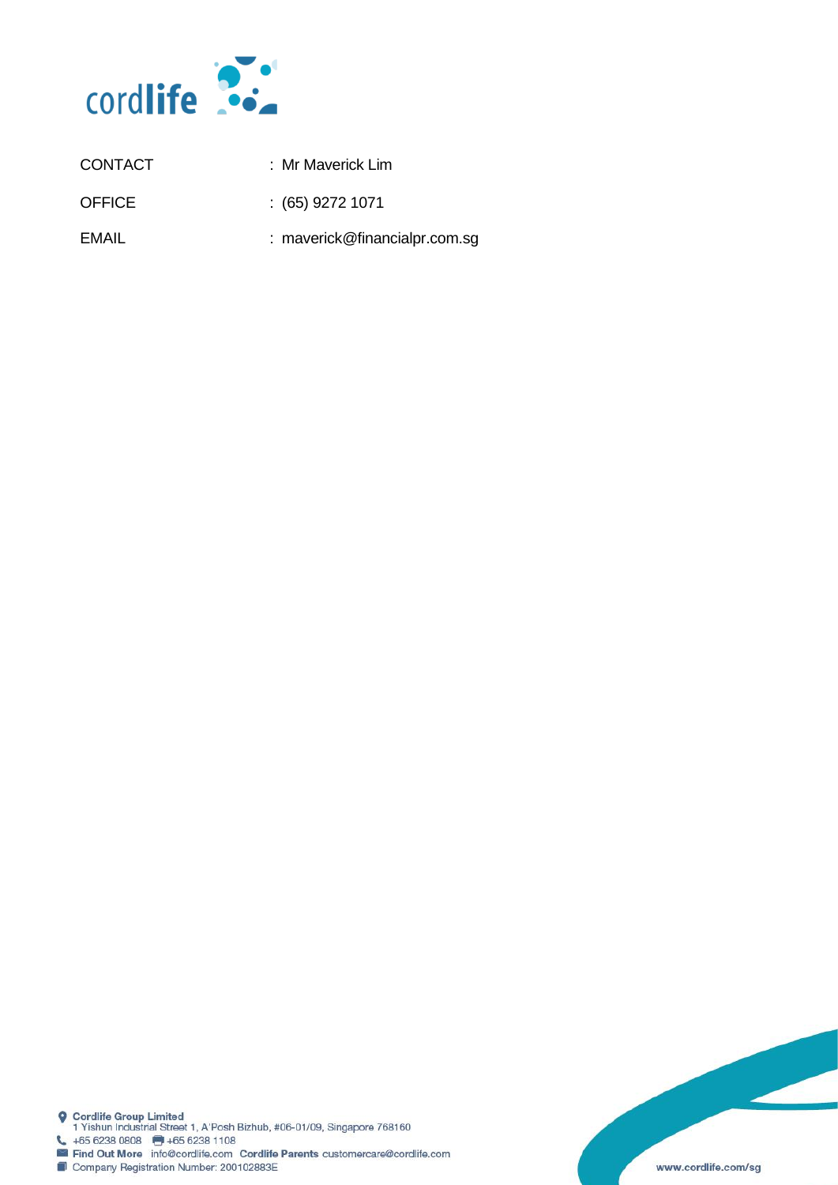| | | |
|---|---|---|
| CONTACT | : | Mr Maverick Lim |
| OFFICE | : | (65) 9272 1071 |
| EMAIL | : | maverick@financialpr.com.sg |

**Cordlife Group Limited**
1 Yishun Industrial Street 1, A'Posh Bizhub, #06-01/09, Singapore 768160
+65 6238 0808 +65 6238 1108
**Find Out More** info@cordlife.com **Cordlife Parents** customercare@cordlife.com
Company Registration Number: 200102883E

www.cordlife.com/sg